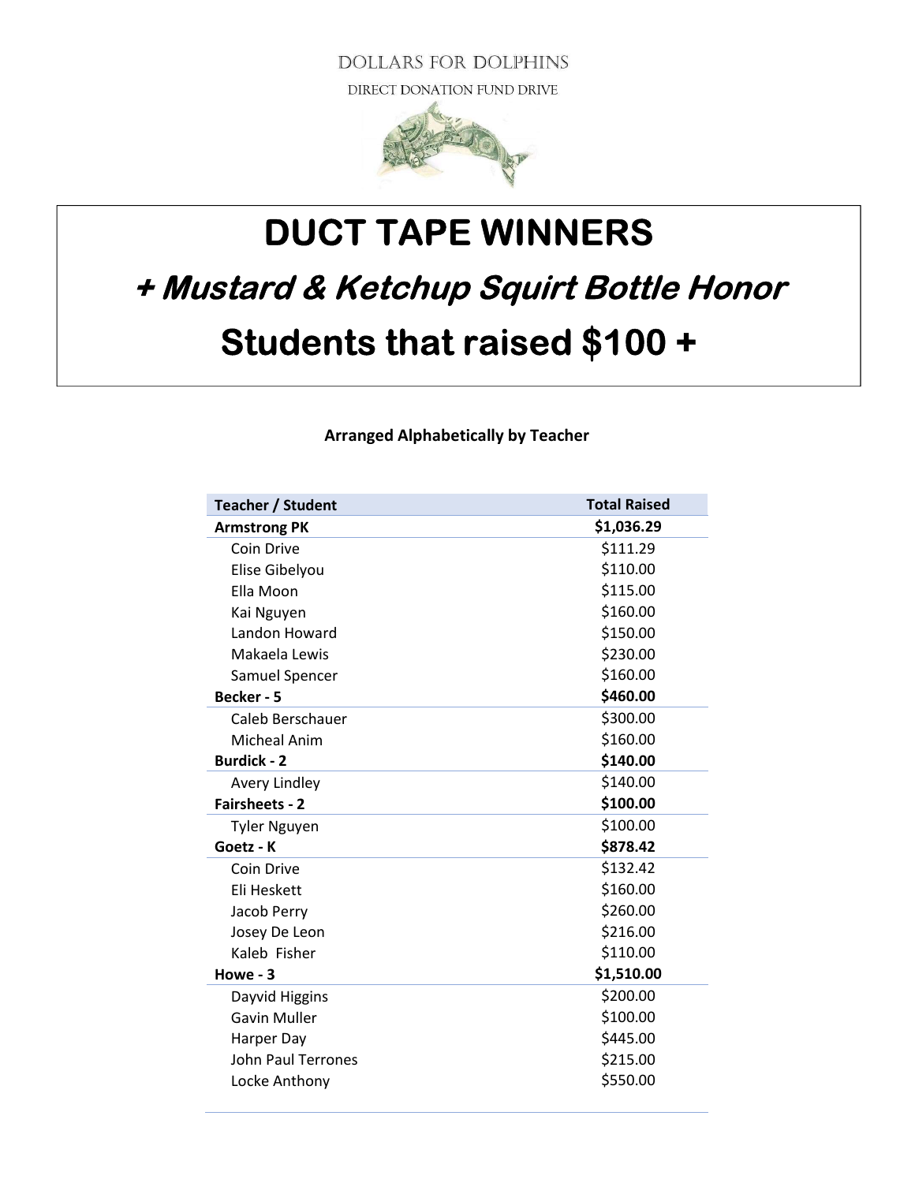DOLLARS FOR DOLPHINS

DIRECT DONATION FUND DRIVE

# DUCT TAPE WINNERS

## *+ Mustard & Ketchup Squirt Bottle Honor*

## Students that raised $100 +

**Arranged Alphabetically by Teacher**

| Teacher / Student | Total Raised |
|---|---|
| **Armstrong PK** | **$1,036.29** |
| Coin Drive | $111.29 |
| Elise Gibelyou | $110.00 |
| Ella Moon | $115.00 |
| Kai Nguyen | $160.00 |
| Landon Howard | $150.00 |
| Makaela Lewis | $230.00 |
| Samuel Spencer | $160.00 |
| **Becker - 5** | **$460.00** |
| Caleb Berschauer | $300.00 |
| Micheal Anim | $160.00 |
| **Burdick - 2** | **$140.00** |
| Avery Lindley | $140.00 |
| **Fairsheets - 2** | **$100.00** |
| Tyler Nguyen | $100.00 |
| **Goetz - K** | **$878.42** |
| Coin Drive | $132.42 |
| Eli Heskett | $160.00 |
| Jacob Perry | $260.00 |
| Josey De Leon | $216.00 |
| Kaleb Fisher | $110.00 |
| **Howe - 3** | **$1,510.00** |
| Dayvid Higgins | $200.00 |
| Gavin Muller | $100.00 |
| Harper Day | $445.00 |
| John Paul Terrones | $215.00 |
| Locke Anthony | $550.00 |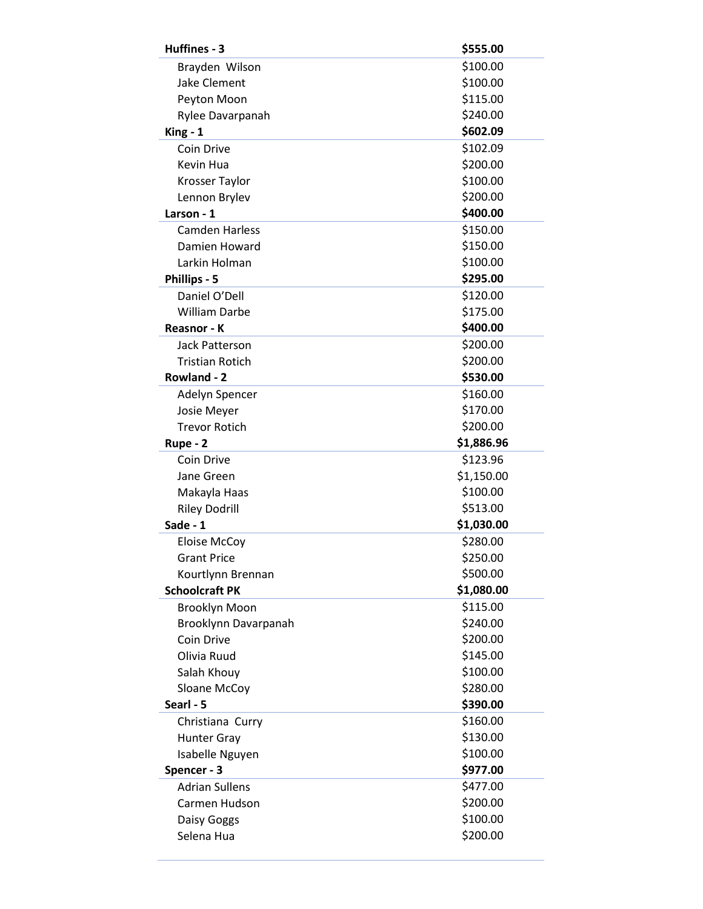| | |
|---|---|
| **Huffines - 3** | **$555.00** |
| Brayden Wilson | $100.00 |
| Jake Clement | $100.00 |
| Peyton Moon | $115.00 |
| Rylee Davarpanah | $240.00 |
| **King - 1** | **$602.09** |
| Coin Drive | $102.09 |
| Kevin Hua | $200.00 |
| Krosser Taylor | $100.00 |
| Lennon Brylev | $200.00 |
| **Larson - 1** | **$400.00** |
| Camden Harless | $150.00 |
| Damien Howard | $150.00 |
| Larkin Holman | $100.00 |
| **Phillips - 5** | **$295.00** |
| Daniel O'Dell | $120.00 |
| William Darbe | $175.00 |
| **Reasnor - K** | **$400.00** |
| Jack Patterson | $200.00 |
| Tristian Rotich | $200.00 |
| **Rowland - 2** | **$530.00** |
| Adelyn Spencer | $160.00 |
| Josie Meyer | $170.00 |
| Trevor Rotich | $200.00 |
| **Rupe - 2** | **$1,886.96** |
| Coin Drive | $123.96 |
| Jane Green | $1,150.00 |
| Makayla Haas | $100.00 |
| Riley Dodrill | $513.00 |
| **Sade - 1** | **$1,030.00** |
| Eloise McCoy | $280.00 |
| Grant Price | $250.00 |
| Kourtlynn Brennan | $500.00 |
| **Schoolcraft PK** | **$1,080.00** |
| Brooklyn Moon | $115.00 |
| Brooklynn Davarpanah | $240.00 |
| Coin Drive | $200.00 |
| Olivia Ruud | $145.00 |
| Salah Khouy | $100.00 |
| Sloane McCoy | $280.00 |
| **Searl - 5** | **$390.00** |
| Christiana Curry | $160.00 |
| Hunter Gray | $130.00 |
| Isabelle Nguyen | $100.00 |
| **Spencer - 3** | **$977.00** |
| Adrian Sullens | $477.00 |
| Carmen Hudson | $200.00 |
| Daisy Goggs | $100.00 |
| Selena Hua | $200.00 |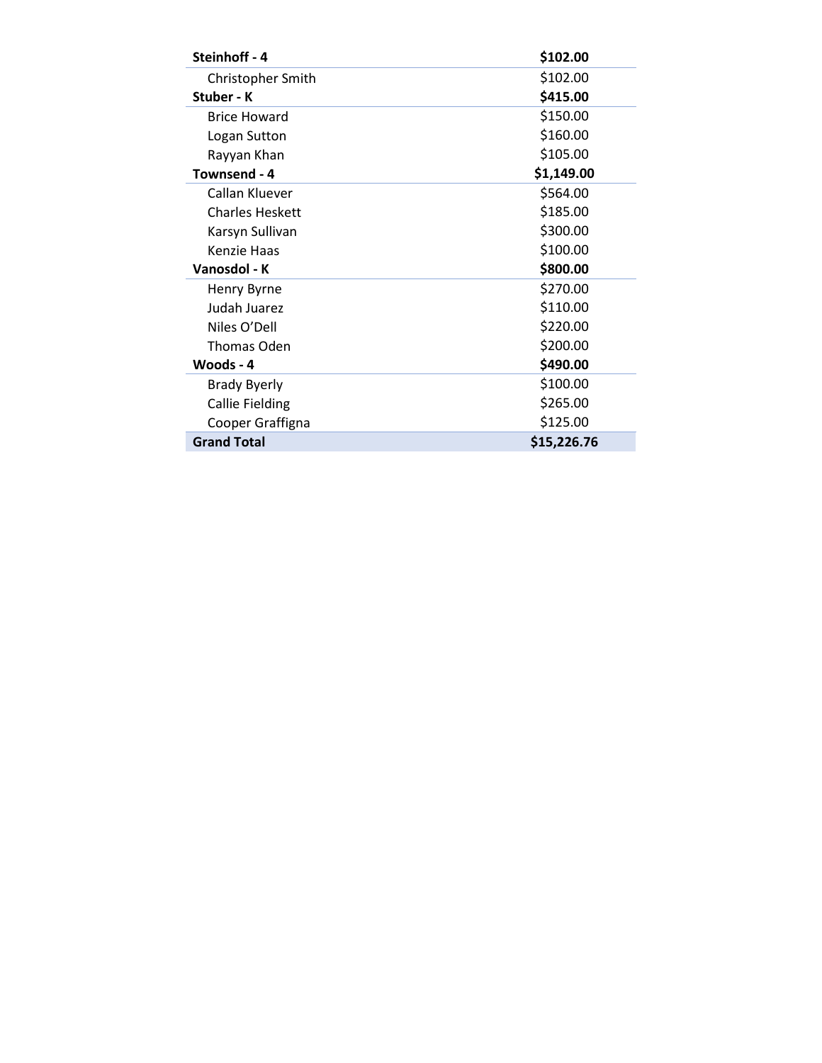| | |
|---|---|
| **Steinhoff - 4** | **$102.00** |
| Christopher Smith | $102.00 |
| **Stuber - K** | **$415.00** |
| Brice Howard | $150.00 |
| Logan Sutton | $160.00 |
| Rayyan Khan | $105.00 |
| **Townsend - 4** | **$1,149.00** |
| Callan Kluever | $564.00 |
| Charles Heskett | $185.00 |
| Karsyn Sullivan | $300.00 |
| Kenzie Haas | $100.00 |
| **Vanosdol - K** | **$800.00** |
| Henry Byrne | $270.00 |
| Judah Juarez | $110.00 |
| Niles O'Dell | $220.00 |
| Thomas Oden | $200.00 |
| **Woods - 4** | **$490.00** |
| Brady Byerly | $100.00 |
| Callie Fielding | $265.00 |
| Cooper Graffigna | $125.00 |
| **Grand Total** | **$15,226.76** |